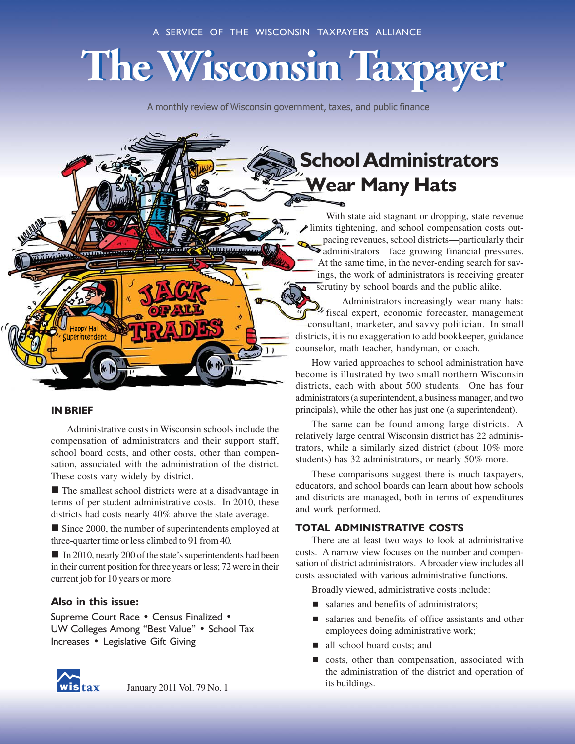A SERVICE OF THE WISCONSIN TAXPAYERS ALLIANCE

# The Wisconsin Taxpayer

A monthly review of Wisconsin government, taxes, and public finance

## School Administrators Wear Many Hats

With state aid stagnant or dropping, state revenue limits tightening, and school compensation costs outpacing revenues, school districts—particularly their administrators—face growing financial pressures. At the same time, in the never-ending search for savings, the work of administrators is receiving greater scrutiny by school boards and the public alike.

Administrators increasingly wear many hats: fiscal expert, economic forecaster, management consultant, marketer, and savvy politician. In small districts, it is no exaggeration to add bookkeeper, guidance counselor, math teacher, handyman, or coach.

How varied approaches to school administration have become is illustrated by two small northern Wisconsin districts, each with about 500 students. One has four administrators (a superintendent, a business manager, and two principals), while the other has just one (a superintendent).

The same can be found among large districts. A relatively large central Wisconsin district has 22 administrators, while a similarly sized district (about 10% more students) has 32 administrators, or nearly 50% more.

These comparisons suggest there is much taxpayers, educators, and school boards can learn about how schools and districts are managed, both in terms of expenditures and work performed.

### TOTAL ADMINISTRATIVE COSTS

There are at least two ways to look at administrative costs. A narrow view focuses on the number and compensation of district administrators. A broader view includes all costs associated with various administrative functions.

Broadly viewed, administrative costs include:

- salaries and benefits of administrators;
- salaries and benefits of office assistants and other employees doing administrative work;
- all school board costs; and
- costs, other than compensation, associated with the administration of the district and operation of its buildings.

### IN BRIEF

Administrative costs in Wisconsin schools include the compensation of administrators and their support staff, school board costs, and other costs, other than compensation, associated with the administration of the district. These costs vary widely by district.

- The smallest school districts were at a disadvantage in terms of per student administrative costs. In 2010, these districts had costs nearly 40% above the state average.
- Since 2000, the number of superintendents employed at three-quarter time or less climbed to 91 from 40.
- In 2010, nearly 200 of the state's superintendents had been in their current position for three years or less; 72 were in their current job for 10 years or more.

### Also in this issue:

Supreme Court Race • Census Finalized • UW Colleges Among "Best Value" • School Tax Increases • Legislative Gift Giving

January 2011 Vol. 79 No. 1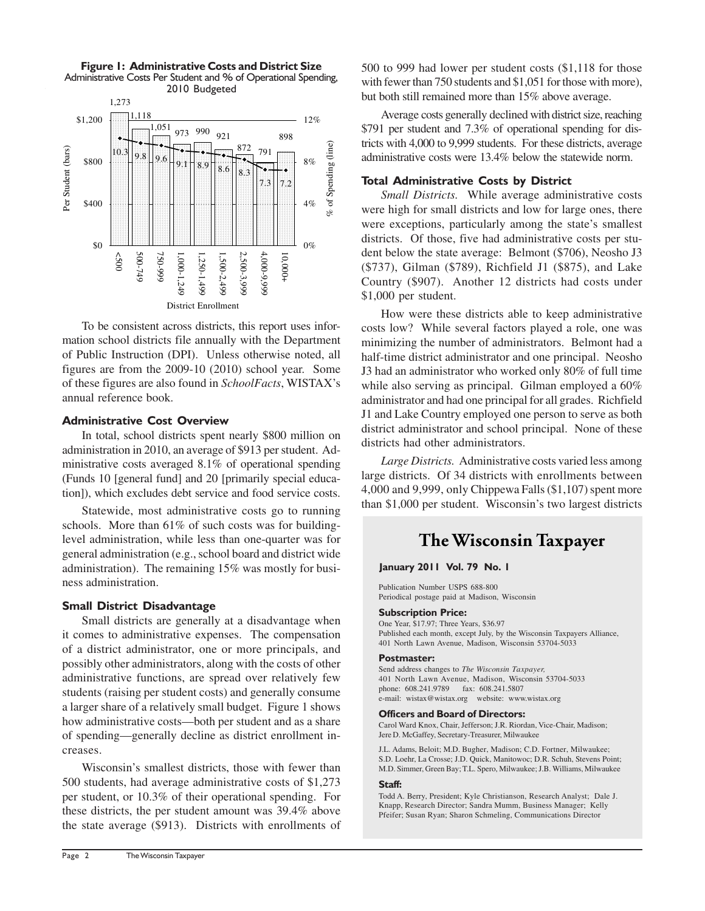**Figure 1: Administrative Costs and District Size**
Administrative Costs Per Student and % of Operational Spending, 2010 Budgeted

| District Enrollment | Per Student (bars) | % of Spending (line) |
|---|---|---|
| <500 | 1,273 | 10.3 |
| 500-749 | 1,118 | 9.8 |
| 750-999 | 1,051 | 9.6 |
| 1,000-1,249 | 973 | 9.1 |
| 1,250-1,499 | 990 | 8.9 |
| 1,500-2,499 | 921 | 8.6 |
| 2,500-3,999 | 872 | 8.3 |
| 4,000-9,999 | 791 | 7.3 |
| 10,000+ | 898 | 7.2 |

To be consistent across districts, this report uses information school districts file annually with the Department of Public Instruction (DPI). Unless otherwise noted, all figures are from the 2009-10 (2010) school year. Some of these figures are also found in *SchoolFacts*, WISTAX's annual reference book.

### Administrative Cost Overview

In total, school districts spent nearly $800 million on administration in 2010, an average of $913 per student. Administrative costs averaged 8.1% of operational spending (Funds 10 [general fund] and 20 [primarily special education]), which excludes debt service and food service costs.

Statewide, most administrative costs go to running schools. More than 61% of such costs was for building-level administration, while less than one-quarter was for general administration (e.g., school board and district wide administration). The remaining 15% was mostly for business administration.

### Small District Disadvantage

Small districts are generally at a disadvantage when it comes to administrative expenses. The compensation of a district administrator, one or more principals, and possibly other administrators, along with the costs of other administrative functions, are spread over relatively few students (raising per student costs) and generally consume a larger share of a relatively small budget. Figure 1 shows how administrative costs—both per student and as a share of spending—generally decline as district enrollment increases.

Wisconsin's smallest districts, those with fewer than 500 students, had average administrative costs of $1,273 per student, or 10.3% of their operational spending. For these districts, the per student amount was 39.4% above the state average ($913). Districts with enrollments of 500 to 999 had lower per student costs ($1,118 for those with fewer than 750 students and $1,051 for those with more), but both still remained more than 15% above average.

Average costs generally declined with district size, reaching $791 per student and 7.3% of operational spending for districts with 4,000 to 9,999 students. For these districts, average administrative costs were 13.4% below the statewide norm.

### Total Administrative Costs by District

*Small Districts.* While average administrative costs were high for small districts and low for large ones, there were exceptions, particularly among the state's smallest districts. Of those, five had administrative costs per student below the state average: Belmont ($706), Neosho J3 ($737), Gilman ($789), Richfield J1 ($875), and Lake Country ($907). Another 12 districts had costs under $1,000 per student.

How were these districts able to keep administrative costs low? While several factors played a role, one was minimizing the number of administrators. Belmont had a half-time district administrator and one principal. Neosho J3 had an administrator who worked only 80% of full time while also serving as principal. Gilman employed a 60% administrator and had one principal for all grades. Richfield J1 and Lake Country employed one person to serve as both district administrator and school principal. None of these districts had other administrators.

*Large Districts.* Administrative costs varied less among large districts. Of 34 districts with enrollments between 4,000 and 9,999, only Chippewa Falls ($1,107) spent more than $1,000 per student. Wisconsin's two largest districts

## The Wisconsin Taxpayer

**January 2011 Vol. 79 No. 1**

Publication Number USPS 688-800
Periodical postage paid at Madison, Wisconsin

**Subscription Price:**
One Year, $17.97; Three Years, $36.97
Published each month, except July, by the Wisconsin Taxpayers Alliance, 401 North Lawn Avenue, Madison, Wisconsin 53704-5033

**Postmaster:**
Send address changes to *The Wisconsin Taxpayer,* 401 North Lawn Avenue, Madison, Wisconsin 53704-5033
phone: 608.241.9789 fax: 608.241.5807
e-mail: wistax@wistax.org website: www.wistax.org

**Officers and Board of Directors:**
Carol Ward Knox, Chair, Jefferson; J.R. Riordan, Vice-Chair, Madison; Jere D. McGaffey, Secretary-Treasurer, Milwaukee

J.L. Adams, Beloit; M.D. Bugher, Madison; C.D. Fortner, Milwaukee; S.D. Loehr, La Crosse; J.D. Quick, Manitowoc; D.R. Schuh, Stevens Point; M.D. Simmer, Green Bay; T.L. Spero, Milwaukee; J.B. Williams, Milwaukee

**Staff:**
Todd A. Berry, President; Kyle Christianson, Research Analyst; Dale J. Knapp, Research Director; Sandra Mumm, Business Manager; Kelly Pfeifer; Susan Ryan; Sharon Schmeling, Communications Director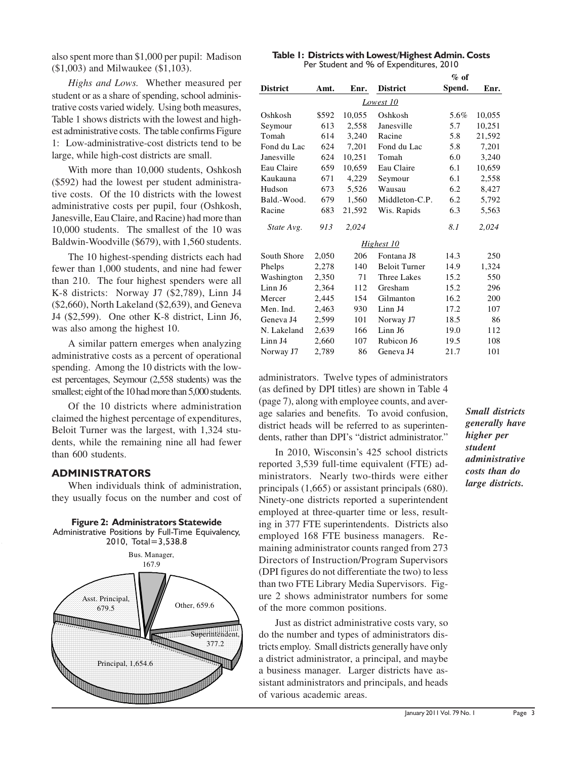also spent more than $1,000 per pupil: Madison ($1,003) and Milwaukee ($1,103).

*Highs and Lows.* Whether measured per student or as a share of spending, school administrative costs varied widely. Using both measures, Table 1 shows districts with the lowest and highest administrative costs. The table confirms Figure 1: Low-administrative-cost districts tend to be large, while high-cost districts are small.

With more than 10,000 students, Oshkosh ($592) had the lowest per student administrative costs. Of the 10 districts with the lowest administrative costs per pupil, four (Oshkosh, Janesville, Eau Claire, and Racine) had more than 10,000 students. The smallest of the 10 was Baldwin-Woodville ($679), with 1,560 students.

The 10 highest-spending districts each had fewer than 1,000 students, and nine had fewer than 210. The four highest spenders were all K-8 districts: Norway J7 ($2,789), Linn J4 ($2,660), North Lakeland ($2,639), and Geneva J4 ($2,599). One other K-8 district, Linn J6, was also among the highest 10.

A similar pattern emerges when analyzing administrative costs as a percent of operational spending. Among the 10 districts with the lowest percentages, Seymour (2,558 students) was the smallest; eight of the 10 had more than 5,000 students.

Of the 10 districts where administration claimed the highest percentage of expenditures, Beloit Turner was the largest, with 1,324 students, while the remaining nine all had fewer than 600 students.

**Table 1: Districts with Lowest/Highest Admin. Costs**
Per Student and % of Expenditures, 2010

| District | Amt. | Enr. | District | % of Spend. | Enr. |
|---|---|---|---|---|---|
| *Lowest 10* | | | | | |
| Oshkosh | $592 | 10,055 | Oshkosh | 5.6% | 10,055 |
| Seymour | 613 | 2,558 | Janesville | 5.7 | 10,251 |
| Tomah | 614 | 3,240 | Racine | 5.8 | 21,592 |
| Fond du Lac | 624 | 7,201 | Fond du Lac | 5.8 | 7,201 |
| Janesville | 624 | 10,251 | Tomah | 6.0 | 3,240 |
| Eau Claire | 659 | 10,659 | Eau Claire | 6.1 | 10,659 |
| Kaukauna | 671 | 4,229 | Seymour | 6.1 | 2,558 |
| Hudson | 673 | 5,526 | Wausau | 6.2 | 8,427 |
| Bald.-Wood. | 679 | 1,560 | Middleton-C.P. | 6.2 | 5,792 |
| Racine | 683 | 21,592 | Wis. Rapids | 6.3 | 5,563 |
| *State Avg.* | *913* | *2,024* | | *8.1* | *2,024* |
| *Highest 10* | | | | | |
| South Shore | 2,050 | 206 | Fontana J8 | 14.3 | 250 |
| Phelps | 2,278 | 140 | Beloit Turner | 14.9 | 1,324 |
| Washington | 2,350 | 71 | Three Lakes | 15.2 | 550 |
| Linn J6 | 2,364 | 112 | Gresham | 15.2 | 296 |
| Mercer | 2,445 | 154 | Gilmanton | 16.2 | 200 |
| Men. Ind. | 2,463 | 930 | Linn J4 | 17.2 | 107 |
| Geneva J4 | 2,599 | 101 | Norway J7 | 18.5 | 86 |
| N. Lakeland | 2,639 | 166 | Linn J6 | 19.0 | 112 |
| Linn J4 | 2,660 | 107 | Rubicon J6 | 19.5 | 108 |
| Norway J7 | 2,789 | 86 | Geneva J4 | 21.7 | 101 |

## ADMINISTRATORS

When individuals think of administration, they usually focus on the number and cost of administrators. Twelve types of administrators (as defined by DPI titles) are shown in Table 4 (page 7), along with employee counts, and average salaries and benefits. To avoid confusion, district heads will be referred to as superintendents, rather than DPI's "district administrator."

**Figure 2: Administrators Statewide**
Administrative Positions by Full-Time Equivalency, 2010, Total=3,538.8

Bus. Manager, 167.9; Other, 659.6; Superintendent, 377.2; Principal, 1,654.6; Asst. Principal, 679.5

In 2010, Wisconsin's 425 school districts reported 3,539 full-time equivalent (FTE) administrators. Nearly two-thirds were either principals (1,665) or assistant principals (680). Ninety-one districts reported a superintendent employed at three-quarter time or less, resulting in 377 FTE superintendents. Districts also employed 168 FTE business managers. Remaining administrator counts ranged from 273 Directors of Instruction/Program Supervisors (DPI figures do not differentiate the two) to less than two FTE Library Media Supervisors. Figure 2 shows administrator numbers for some of the more common positions.

*Small districts generally have higher per student administrative costs than do large districts.*

Just as district administrative costs vary, so do the number and types of administrators districts employ. Small districts generally have only a district administrator, a principal, and maybe a business manager. Larger districts have assistant administrators and principals, and heads of various academic areas.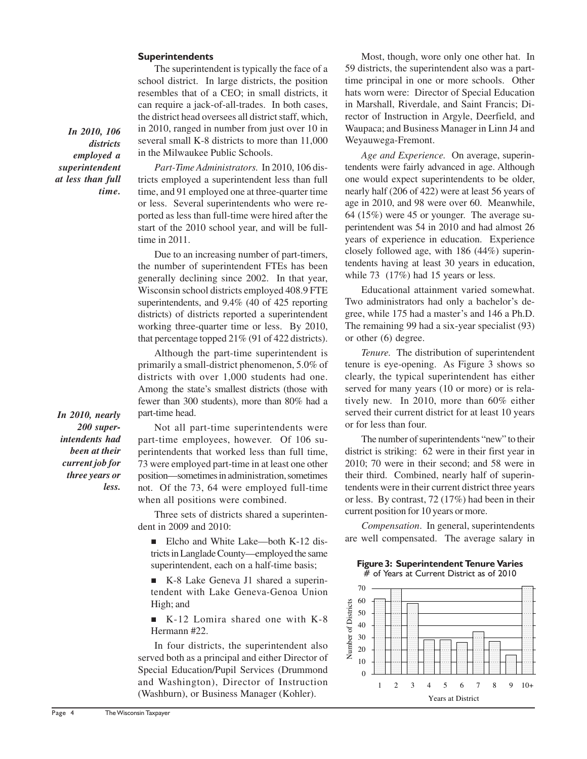### Superintendents

The superintendent is typically the face of a school district. In large districts, the position resembles that of a CEO; in small districts, it can require a jack-of-all-trades. In both cases, the district head oversees all district staff, which, in 2010, ranged in number from just over 10 in several small K-8 districts to more than 11,000 in the Milwaukee Public Schools.

***In 2010, 106 districts employed a superintendent at less than full time.***

*Part-Time Administrators.* In 2010, 106 districts employed a superintendent less than full time, and 91 employed one at three-quarter time or less. Several superintendents who were reported as less than full-time were hired after the start of the 2010 school year, and will be full-time in 2011.

Due to an increasing number of part-timers, the number of superintendent FTEs has been generally declining since 2002. In that year, Wisconsin school districts employed 408.9 FTE superintendents, and 9.4% (40 of 425 reporting districts) of districts reported a superintendent working three-quarter time or less. By 2010, that percentage topped 21% (91 of 422 districts).

Although the part-time superintendent is primarily a small-district phenomenon, 5.0% of districts with over 1,000 students had one. Among the state's smallest districts (those with fewer than 300 students), more than 80% had a part-time head.

***In 2010, nearly 200 superintendents had been at their current job for three years or less.***

Not all part-time superintendents were part-time employees, however. Of 106 superintendents that worked less than full time, 73 were employed part-time in at least one other position—sometimes in administration, sometimes not. Of the 73, 64 were employed full-time when all positions were combined.

Three sets of districts shared a superintendent in 2009 and 2010:

- Elcho and White Lake—both K-12 districts in Langlade County—employed the same superintendent, each on a half-time basis;
- K-8 Lake Geneva J1 shared a superintendent with Lake Geneva-Genoa Union High; and
- K-12 Lomira shared one with K-8 Hermann #22.

In four districts, the superintendent also served both as a principal and either Director of Special Education/Pupil Services (Drummond and Washington), Director of Instruction (Washburn), or Business Manager (Kohler).

Most, though, wore only one other hat. In 59 districts, the superintendent also was a part-time principal in one or more schools. Other hats worn were: Director of Special Education in Marshall, Riverdale, and Saint Francis; Director of Instruction in Argyle, Deerfield, and Waupaca; and Business Manager in Linn J4 and Weyauwega-Fremont.

*Age and Experience.* On average, superintendents were fairly advanced in age. Although one would expect superintendents to be older, nearly half (206 of 422) were at least 56 years of age in 2010, and 98 were over 60. Meanwhile, 64 (15%) were 45 or younger. The average superintendent was 54 in 2010 and had almost 26 years of experience in education. Experience closely followed age, with 186 (44%) superintendents having at least 30 years in education, while 73 (17%) had 15 years or less.

Educational attainment varied somewhat. Two administrators had only a bachelor's degree, while 175 had a master's and 146 a Ph.D. The remaining 99 had a six-year specialist (93) or other (6) degree.

*Tenure.* The distribution of superintendent tenure is eye-opening. As Figure 3 shows so clearly, the typical superintendent has either served for many years (10 or more) or is relatively new. In 2010, more than 60% either served their current district for at least 10 years or for less than four.

The number of superintendents "new" to their district is striking: 62 were in their first year in 2010; 70 were in their second; and 58 were in their third. Combined, nearly half of superintendents were in their current district three years or less. By contrast, 72 (17%) had been in their current position for 10 years or more.

*Compensation*. In general, superintendents are well compensated. The average salary in

**Figure 3: Superintendent Tenure Varies**
\# of Years at Current District as of 2010

| Years at District | Number of Districts |
|---|---|
| 1 | 62 |
| 2 | 70 |
| 3 | 58 |
| 4 | 28 |
| 5 | 28 |
| 6 | 26 |
| 7 | 35 |
| 8 | 27 |
| 9 | 16 |
| 10+ | 72 |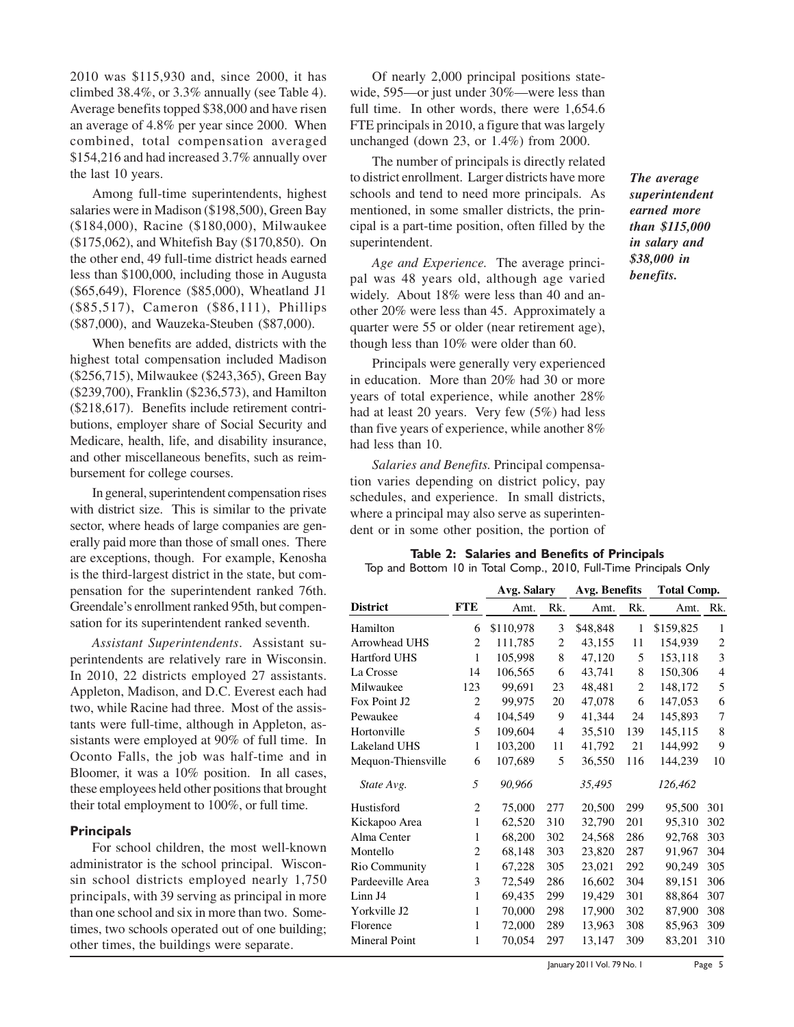2010 was $115,930 and, since 2000, it has climbed 38.4%, or 3.3% annually (see Table 4). Average benefits topped $38,000 and have risen an average of 4.8% per year since 2000. When combined, total compensation averaged $154,216 and had increased 3.7% annually over the last 10 years.

Among full-time superintendents, highest salaries were in Madison ($198,500), Green Bay ($184,000), Racine ($180,000), Milwaukee ($175,062), and Whitefish Bay ($170,850). On the other end, 49 full-time district heads earned less than $100,000, including those in Augusta ($65,649), Florence ($85,000), Wheatland J1 ($85,517), Cameron ($86,111), Phillips ($87,000), and Wauzeka-Steuben ($87,000).

When benefits are added, districts with the highest total compensation included Madison ($256,715), Milwaukee ($243,365), Green Bay ($239,700), Franklin ($236,573), and Hamilton ($218,617). Benefits include retirement contributions, employer share of Social Security and Medicare, health, life, and disability insurance, and other miscellaneous benefits, such as reimbursement for college courses.

In general, superintendent compensation rises with district size. This is similar to the private sector, where heads of large companies are generally paid more than those of small ones. There are exceptions, though. For example, Kenosha is the third-largest district in the state, but compensation for the superintendent ranked 76th. Greendale's enrollment ranked 95th, but compensation for its superintendent ranked seventh.

*Assistant Superintendents*. Assistant superintendents are relatively rare in Wisconsin. In 2010, 22 districts employed 27 assistants. Appleton, Madison, and D.C. Everest each had two, while Racine had three. Most of the assistants were full-time, although in Appleton, assistants were employed at 90% of full time. In Oconto Falls, the job was half-time and in Bloomer, it was a 10% position. In all cases, these employees held other positions that brought their total employment to 100%, or full time.

### Principals

For school children, the most well-known administrator is the school principal. Wisconsin school districts employed nearly 1,750 principals, with 39 serving as principal in more than one school and six in more than two. Sometimes, two schools operated out of one building; other times, the buildings were separate.

Of nearly 2,000 principal positions statewide, 595—or just under 30%—were less than full time. In other words, there were 1,654.6 FTE principals in 2010, a figure that was largely unchanged (down 23, or 1.4%) from 2000.

The number of principals is directly related to district enrollment. Larger districts have more schools and tend to need more principals. As mentioned, in some smaller districts, the principal is a part-time position, often filled by the superintendent.

***The average superintendent earned more than $115,000 in salary and $38,000 in benefits.***

*Age and Experience.* The average principal was 48 years old, although age varied widely. About 18% were less than 40 and another 20% were less than 45. Approximately a quarter were 55 or older (near retirement age), though less than 10% were older than 60.

Principals were generally very experienced in education. More than 20% had 30 or more years of total experience, while another 28% had at least 20 years. Very few (5%) had less than five years of experience, while another 8% had less than 10.

*Salaries and Benefits.* Principal compensation varies depending on district policy, pay schedules, and experience. In small districts, where a principal may also serve as superintendent or in some other position, the portion of

**Table 2: Salaries and Benefits of Principals**
Top and Bottom 10 in Total Comp., 2010, Full-Time Principals Only

| | | Avg. Salary | | Avg. Benefits | | Total Comp. | |
|---|---|---|---|---|---|---|---|
| **District** | **FTE** | Amt. | Rk. | Amt. | Rk. | Amt. | Rk. |
| Hamilton | 6 | $110,978 | 3 | $48,848 | 1 | $159,825 | 1 |
| Arrowhead UHS | 2 | 111,785 | 2 | 43,155 | 11 | 154,939 | 2 |
| Hartford UHS | 1 | 105,998 | 8 | 47,120 | 5 | 153,118 | 3 |
| La Crosse | 14 | 106,565 | 6 | 43,741 | 8 | 150,306 | 4 |
| Milwaukee | 123 | 99,691 | 23 | 48,481 | 2 | 148,172 | 5 |
| Fox Point J2 | 2 | 99,975 | 20 | 47,078 | 6 | 147,053 | 6 |
| Pewaukee | 4 | 104,549 | 9 | 41,344 | 24 | 145,893 | 7 |
| Hortonville | 5 | 109,604 | 4 | 35,510 | 139 | 145,115 | 8 |
| Lakeland UHS | 1 | 103,200 | 11 | 41,792 | 21 | 144,992 | 9 |
| Mequon-Thiensville | 6 | 107,689 | 5 | 36,550 | 116 | 144,239 | 10 |
| *State Avg.* | *5* | *90,966* | | *35,495* | | *126,462* | |
| Hustisford | 2 | 75,000 | 277 | 20,500 | 299 | 95,500 | 301 |
| Kickapoo Area | 1 | 62,520 | 310 | 32,790 | 201 | 95,310 | 302 |
| Alma Center | 1 | 68,200 | 302 | 24,568 | 286 | 92,768 | 303 |
| Montello | 2 | 68,148 | 303 | 23,820 | 287 | 91,967 | 304 |
| Rio Community | 1 | 67,228 | 305 | 23,021 | 292 | 90,249 | 305 |
| Pardeeville Area | 3 | 72,549 | 286 | 16,602 | 304 | 89,151 | 306 |
| Linn J4 | 1 | 69,435 | 299 | 19,429 | 301 | 88,864 | 307 |
| Yorkville J2 | 1 | 70,000 | 298 | 17,900 | 302 | 87,900 | 308 |
| Florence | 1 | 72,000 | 289 | 13,963 | 308 | 85,963 | 309 |
| Mineral Point | 1 | 70,054 | 297 | 13,147 | 309 | 83,201 | 310 |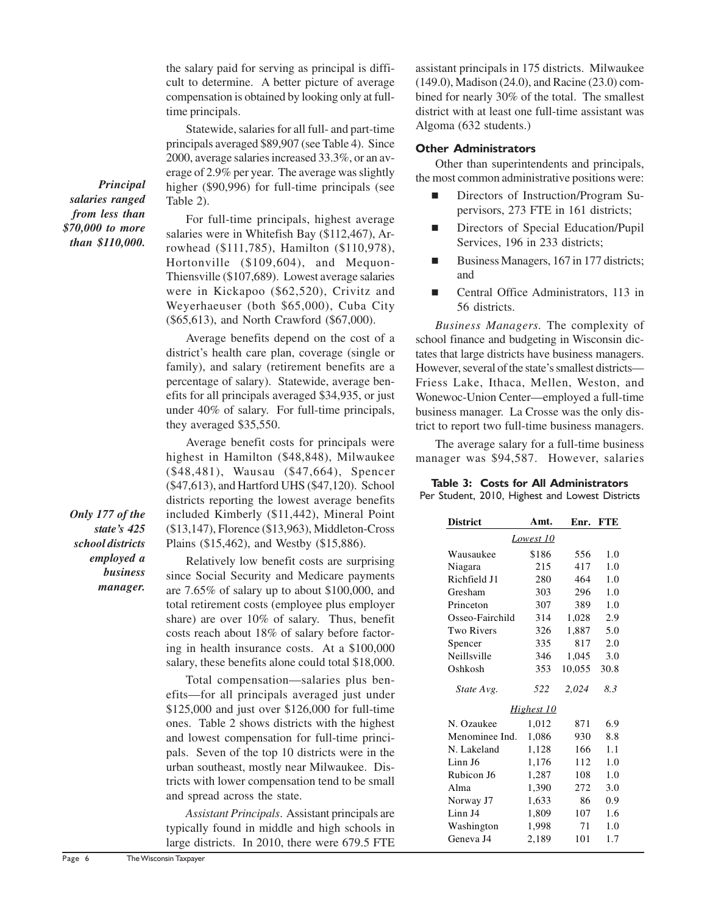the salary paid for serving as principal is difficult to determine. A better picture of average compensation is obtained by looking only at full-time principals.

Statewide, salaries for all full- and part-time principals averaged $89,907 (see Table 4). Since 2000, average salaries increased 33.3%, or an average of 2.9% per year. The average was slightly higher ($90,996) for full-time principals (see Table 2).

***Principal salaries ranged from less than $70,000 to more than $110,000.***

For full-time principals, highest average salaries were in Whitefish Bay ($112,467), Arrowhead ($111,785), Hamilton ($110,978), Hortonville ($109,604), and Mequon-Thiensville ($107,689). Lowest average salaries were in Kickapoo ($62,520), Crivitz and Weyerhaeuser (both $65,000), Cuba City ($65,613), and North Crawford ($67,000).

Average benefits depend on the cost of a district's health care plan, coverage (single or family), and salary (retirement benefits are a percentage of salary). Statewide, average benefits for all principals averaged $34,935, or just under 40% of salary. For full-time principals, they averaged $35,550.

Average benefit costs for principals were highest in Hamilton ($48,848), Milwaukee ($48,481), Wausau ($47,664), Spencer ($47,613), and Hartford UHS ($47,120). School districts reporting the lowest average benefits included Kimberly ($11,442), Mineral Point ($13,147), Florence ($13,963), Middleton-Cross Plains ($15,462), and Westby ($15,886).

***Only 177 of the state's 425 school districts employed a business manager.***

Relatively low benefit costs are surprising since Social Security and Medicare payments are 7.65% of salary up to about $100,000, and total retirement costs (employee plus employer share) are over 10% of salary. Thus, benefit costs reach about 18% of salary before factoring in health insurance costs. At a $100,000 salary, these benefits alone could total $18,000.

Total compensation—salaries plus benefits—for all principals averaged just under $125,000 and just over $126,000 for full-time ones. Table 2 shows districts with the highest and lowest compensation for full-time principals. Seven of the top 10 districts were in the urban southeast, mostly near Milwaukee. Districts with lower compensation tend to be small and spread across the state.

*Assistant Principals*. Assistant principals are typically found in middle and high schools in large districts. In 2010, there were 679.5 FTE assistant principals in 175 districts. Milwaukee (149.0), Madison (24.0), and Racine (23.0) combined for nearly 30% of the total. The smallest district with at least one full-time assistant was Algoma (632 students.)

### Other Administrators

Other than superintendents and principals, the most common administrative positions were:

- Directors of Instruction/Program Supervisors, 273 FTE in 161 districts;
- Directors of Special Education/Pupil Services, 196 in 233 districts;
- Business Managers, 167 in 177 districts; and
- Central Office Administrators, 113 in 56 districts.

*Business Managers*. The complexity of school finance and budgeting in Wisconsin dictates that large districts have business managers. However, several of the state's smallest districts—Friess Lake, Ithaca, Mellen, Weston, and Wonewoc-Union Center—employed a full-time business manager. La Crosse was the only district to report two full-time business managers.

The average salary for a full-time business manager was $94,587. However, salaries

**Table 3: Costs for All Administrators**
Per Student, 2010, Highest and Lowest Districts

| District | Amt. | Enr. | FTE |
|---|---|---|---|
| | *Lowest 10* | | |
| Wausaukee | $186 | 556 | 1.0 |
| Niagara | 215 | 417 | 1.0 |
| Richfield J1 | 280 | 464 | 1.0 |
| Gresham | 303 | 296 | 1.0 |
| Princeton | 307 | 389 | 1.0 |
| Osseo-Fairchild | 314 | 1,028 | 2.9 |
| Two Rivers | 326 | 1,887 | 5.0 |
| Spencer | 335 | 817 | 2.0 |
| Neillsville | 346 | 1,045 | 3.0 |
| Oshkosh | 353 | 10,055 | 30.8 |
| *State Avg.* | *522* | *2,024* | *8.3* |
| | *Highest 10* | | |
| N. Ozaukee | 1,012 | 871 | 6.9 |
| Menominee Ind. | 1,086 | 930 | 8.8 |
| N. Lakeland | 1,128 | 166 | 1.1 |
| Linn J6 | 1,176 | 112 | 1.0 |
| Rubicon J6 | 1,287 | 108 | 1.0 |
| Alma | 1,390 | 272 | 3.0 |
| Norway J7 | 1,633 | 86 | 0.9 |
| Linn J4 | 1,809 | 107 | 1.6 |
| Washington | 1,998 | 71 | 1.0 |
| Geneva J4 | 2,189 | 101 | 1.7 |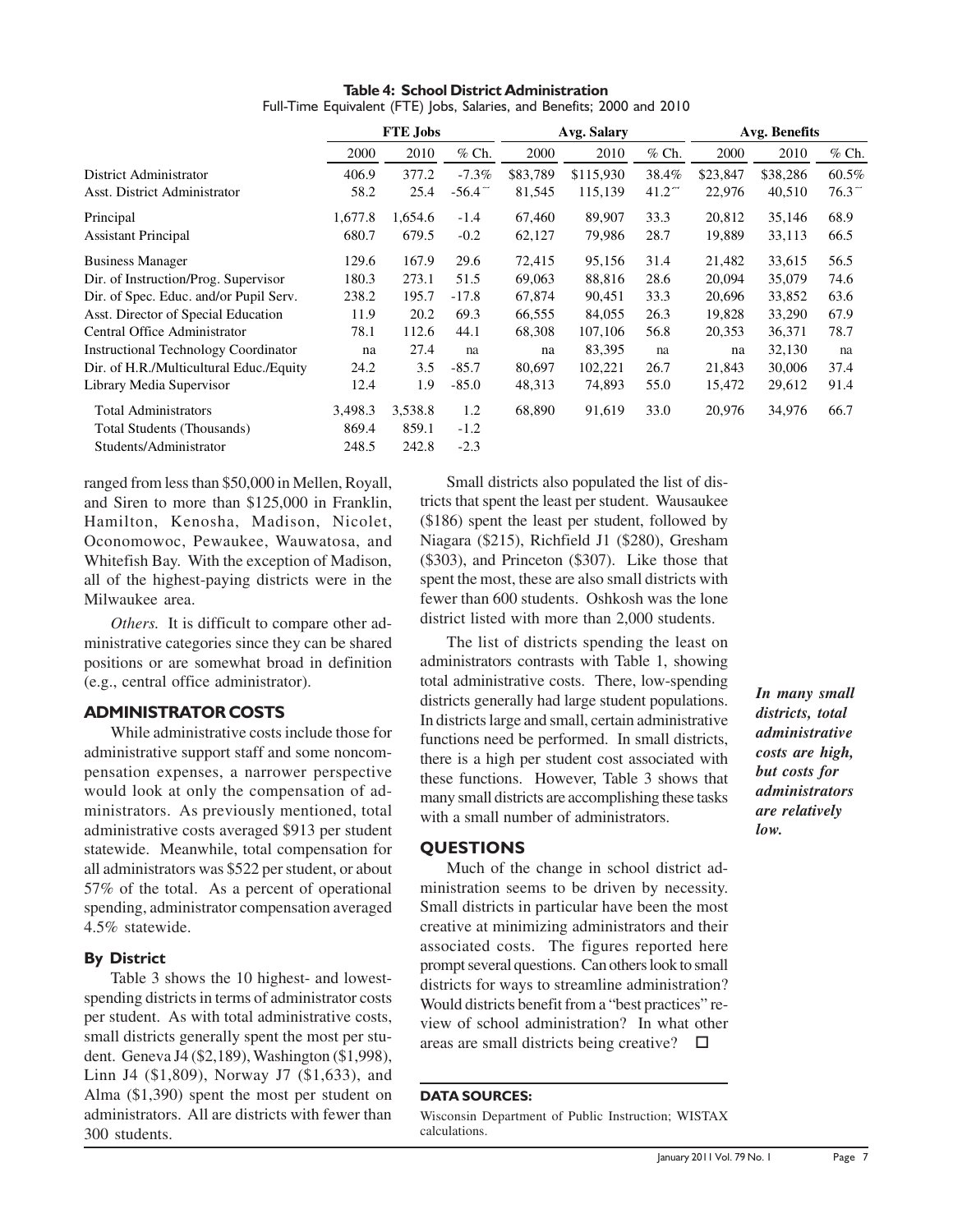**Table 4: School District Administration**
Full-Time Equivalent (FTE) Jobs, Salaries, and Benefits; 2000 and 2010

| | FTE Jobs | | | Avg. Salary | | | Avg. Benefits | | |
|---|---|---|---|---|---|---|---|---|---|
| | 2000 | 2010 | % Ch. | 2000 | 2010 | % Ch. | 2000 | 2010 | % Ch. |
| District Administrator | 406.9 | 377.2 | -7.3% | $83,789 | $115,930 | 38.4% | $23,847 | $38,286 | 60.5% |
| Asst. District Administrator | 58.2 | 25.4 | -56.4 | 81,545 | 115,139 | 41.2 | 22,976 | 40,510 | 76.3 |
| Principal | 1,677.8 | 1,654.6 | -1.4 | 67,460 | 89,907 | 33.3 | 20,812 | 35,146 | 68.9 |
| Assistant Principal | 680.7 | 679.5 | -0.2 | 62,127 | 79,986 | 28.7 | 19,889 | 33,113 | 66.5 |
| Business Manager | 129.6 | 167.9 | 29.6 | 72,415 | 95,156 | 31.4 | 21,482 | 33,615 | 56.5 |
| Dir. of Instruction/Prog. Supervisor | 180.3 | 273.1 | 51.5 | 69,063 | 88,816 | 28.6 | 20,094 | 35,079 | 74.6 |
| Dir. of Spec. Educ. and/or Pupil Serv. | 238.2 | 195.7 | -17.8 | 67,874 | 90,451 | 33.3 | 20,696 | 33,852 | 63.6 |
| Asst. Director of Special Education | 11.9 | 20.2 | 69.3 | 66,555 | 84,055 | 26.3 | 19,828 | 33,290 | 67.9 |
| Central Office Administrator | 78.1 | 112.6 | 44.1 | 68,308 | 107,106 | 56.8 | 20,353 | 36,371 | 78.7 |
| Instructional Technology Coordinator | na | 27.4 | na | na | 83,395 | na | na | 32,130 | na |
| Dir. of H.R./Multicultural Educ./Equity | 24.2 | 3.5 | -85.7 | 80,697 | 102,221 | 26.7 | 21,843 | 30,006 | 37.4 |
| Library Media Supervisor | 12.4 | 1.9 | -85.0 | 48,313 | 74,893 | 55.0 | 15,472 | 29,612 | 91.4 |
| Total Administrators | 3,498.3 | 3,538.8 | 1.2 | 68,890 | 91,619 | 33.0 | 20,976 | 34,976 | 66.7 |
| Total Students (Thousands) | 869.4 | 859.1 | -1.2 | | | | | | |
| Students/Administrator | 248.5 | 242.8 | -2.3 | | | | | | |

ranged from less than $50,000 in Mellen, Royall, and Siren to more than $125,000 in Franklin, Hamilton, Kenosha, Madison, Nicolet, Oconomowoc, Pewaukee, Wauwatosa, and Whitefish Bay. With the exception of Madison, all of the highest-paying districts were in the Milwaukee area.

*Others.* It is difficult to compare other administrative categories since they can be shared positions or are somewhat broad in definition (e.g., central office administrator).

## ADMINISTRATOR COSTS

While administrative costs include those for administrative support staff and some noncompensation expenses, a narrower perspective would look at only the compensation of administrators. As previously mentioned, total administrative costs averaged $913 per student statewide. Meanwhile, total compensation for all administrators was $522 per student, or about 57% of the total. As a percent of operational spending, administrator compensation averaged 4.5% statewide.

### By District

Table 3 shows the 10 highest- and lowest-spending districts in terms of administrator costs per student. As with total administrative costs, small districts generally spent the most per student. Geneva J4 ($2,189), Washington ($1,998), Linn J4 ($1,809), Norway J7 ($1,633), and Alma ($1,390) spent the most per student on administrators. All are districts with fewer than 300 students.

Small districts also populated the list of districts that spent the least per student. Wausaukee ($186) spent the least per student, followed by Niagara ($215), Richfield J1 ($280), Gresham ($303), and Princeton ($307). Like those that spent the most, these are also small districts with fewer than 600 students. Oshkosh was the lone district listed with more than 2,000 students.

The list of districts spending the least on administrators contrasts with Table 1, showing total administrative costs. There, low-spending districts generally had large student populations. In districts large and small, certain administrative functions need be performed. In small districts, there is a high per student cost associated with these functions. However, Table 3 shows that many small districts are accomplishing these tasks with a small number of administrators.

***In many small districts, total administrative costs are high, but costs for administrators are relatively low.***

## QUESTIONS

Much of the change in school district administration seems to be driven by necessity. Small districts in particular have been the most creative at minimizing administrators and their associated costs. The figures reported here prompt several questions. Can others look to small districts for ways to streamline administration? Would districts benefit from a "best practices" review of school administration? In what other areas are small districts being creative? ☐

**DATA SOURCES:**

Wisconsin Department of Public Instruction; WISTAX calculations.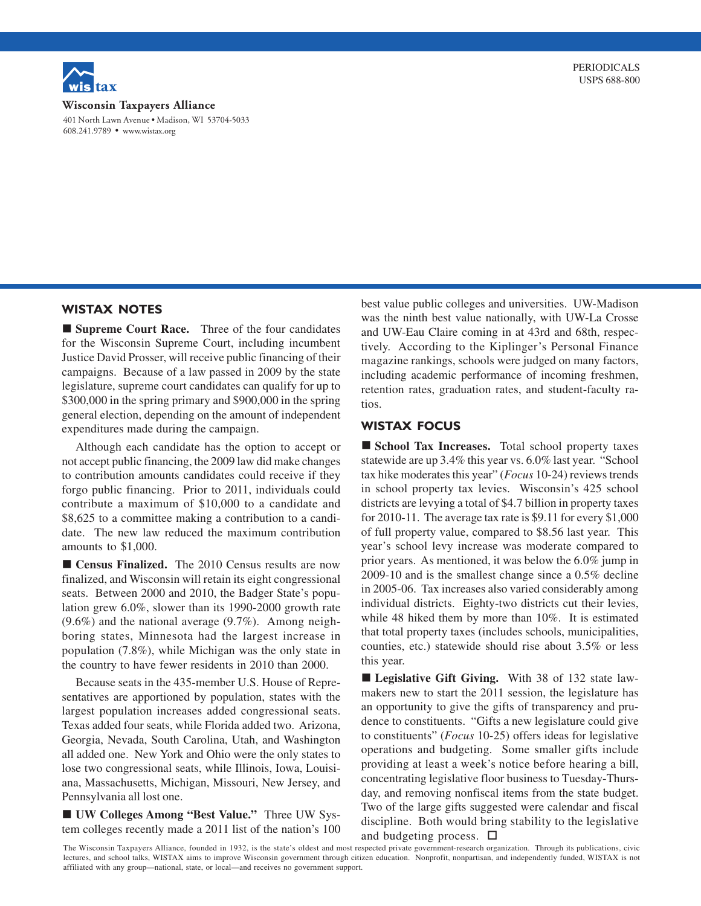**Wisconsin Taxpayers Alliance**

401 North Lawn Avenue • Madison, WI 53704-5033
608.241.9789 • www.wistax.org

PERIODICALS
USPS 688-800

## WISTAX NOTES

■ **Supreme Court Race.** Three of the four candidates for the Wisconsin Supreme Court, including incumbent Justice David Prosser, will receive public financing of their campaigns. Because of a law passed in 2009 by the state legislature, supreme court candidates can qualify for up to $300,000 in the spring primary and $900,000 in the spring general election, depending on the amount of independent expenditures made during the campaign.

Although each candidate has the option to accept or not accept public financing, the 2009 law did make changes to contribution amounts candidates could receive if they forgo public financing. Prior to 2011, individuals could contribute a maximum of $10,000 to a candidate and $8,625 to a committee making a contribution to a candidate. The new law reduced the maximum contribution amounts to $1,000.

■ **Census Finalized.** The 2010 Census results are now finalized, and Wisconsin will retain its eight congressional seats. Between 2000 and 2010, the Badger State's population grew 6.0%, slower than its 1990-2000 growth rate (9.6%) and the national average (9.7%). Among neighboring states, Minnesota had the largest increase in population (7.8%), while Michigan was the only state in the country to have fewer residents in 2010 than 2000.

Because seats in the 435-member U.S. House of Representatives are apportioned by population, states with the largest population increases added congressional seats. Texas added four seats, while Florida added two. Arizona, Georgia, Nevada, South Carolina, Utah, and Washington all added one. New York and Ohio were the only states to lose two congressional seats, while Illinois, Iowa, Louisiana, Massachusetts, Michigan, Missouri, New Jersey, and Pennsylvania all lost one.

■ **UW Colleges Among "Best Value."** Three UW System colleges recently made a 2011 list of the nation's 100 best value public colleges and universities. UW-Madison was the ninth best value nationally, with UW-La Crosse and UW-Eau Claire coming in at 43rd and 68th, respectively. According to the Kiplinger's Personal Finance magazine rankings, schools were judged on many factors, including academic performance of incoming freshmen, retention rates, graduation rates, and student-faculty ratios.

## WISTAX FOCUS

■ **School Tax Increases.** Total school property taxes statewide are up 3.4% this year vs. 6.0% last year. "School tax hike moderates this year" (*Focus* 10-24) reviews trends in school property tax levies. Wisconsin's 425 school districts are levying a total of $4.7 billion in property taxes for 2010-11. The average tax rate is $9.11 for every $1,000 of full property value, compared to $8.56 last year. This year's school levy increase was moderate compared to prior years. As mentioned, it was below the 6.0% jump in 2009-10 and is the smallest change since a 0.5% decline in 2005-06. Tax increases also varied considerably among individual districts. Eighty-two districts cut their levies, while 48 hiked them by more than 10%. It is estimated that total property taxes (includes schools, municipalities, counties, etc.) statewide should rise about 3.5% or less this year.

■ **Legislative Gift Giving.** With 38 of 132 state lawmakers new to start the 2011 session, the legislature has an opportunity to give the gifts of transparency and prudence to constituents. "Gifts a new legislature could give to constituents" (*Focus* 10-25) offers ideas for legislative operations and budgeting. Some smaller gifts include providing at least a week's notice before hearing a bill, concentrating legislative floor business to Tuesday-Thursday, and removing nonfiscal items from the state budget. Two of the large gifts suggested were calendar and fiscal discipline. Both would bring stability to the legislative and budgeting process. ☐

The Wisconsin Taxpayers Alliance, founded in 1932, is the state's oldest and most respected private government-research organization. Through its publications, civic lectures, and school talks, WISTAX aims to improve Wisconsin government through citizen education. Nonprofit, nonpartisan, and independently funded, WISTAX is not affiliated with any group—national, state, or local—and receives no government support.